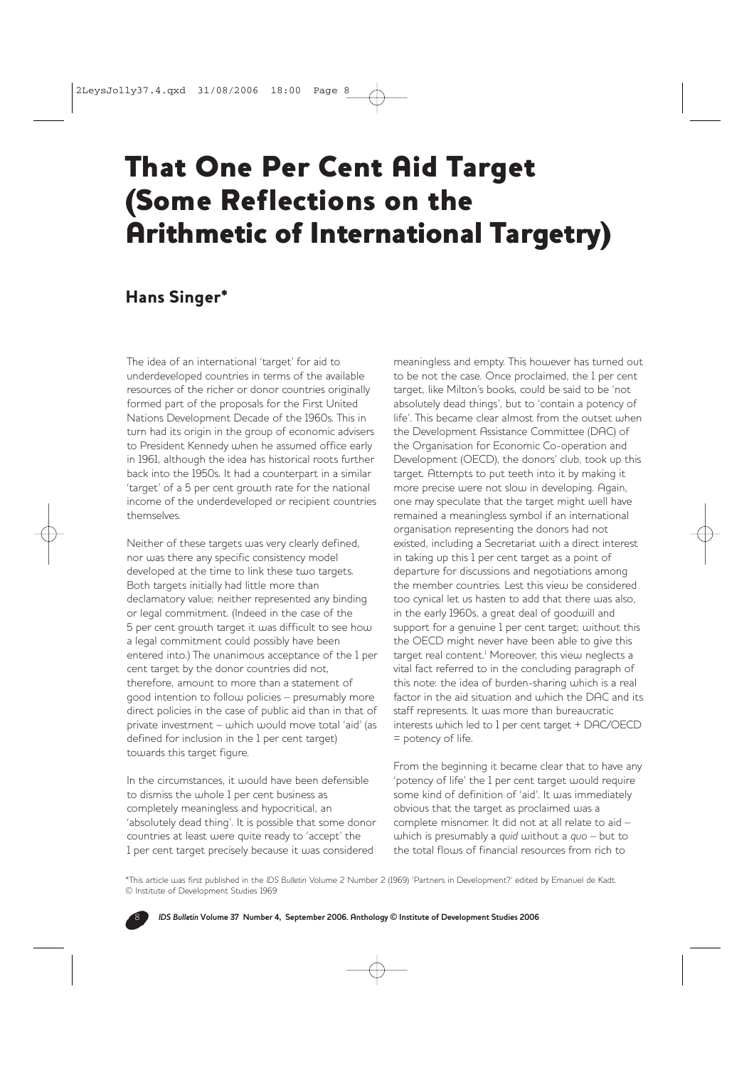# That One Per Cent Aid Target (Some Reflections on the Arithmetic of International Targetry)

## Hans Singer*

The idea of an international 'target' for aid to underdeveloped countries in terms of the available resources of the richer or donor countries originally formed part of the proposals for the First United Nations Development Decade of the 1960s. This in turn had its origin in the group of economic advisers to President Kennedy when he assumed office early in 1961, although the idea has historical roots further back into the 1950s. It had a counterpart in a similar 'target' of a 5 per cent growth rate for the national income of the underdeveloped or recipient countries themselves.

Neither of these targets was very clearly defined, nor was there any specific consistency model developed at the time to link these two targets. Both targets initially had little more than declamatory value; neither represented any binding or legal commitment. (Indeed in the case of the 5 per cent growth target it was difficult to see how a legal commitment could possibly have been entered into.) The unanimous acceptance of the 1 per cent target by the donor countries did not, therefore, amount to more than a statement of good intention to follow policies – presumably more direct policies in the case of public aid than in that of private investment – which would move total 'aid' (as defined for inclusion in the 1 per cent target) towards this target figure.

In the circumstances, it would have been defensible to dismiss the whole 1 per cent business as completely meaningless and hypocritical, an 'absolutely dead thing'. It is possible that some donor countries at least were quite ready to 'accept' the 1 per cent target precisely because it was considered meaningless and empty. This however has turned out to be not the case. Once proclaimed, the 1 per cent target, like Milton's books, could be said to be 'not absolutely dead things', but to 'contain a potency of life'. This became clear almost from the outset when the Development Assistance Committee (DAC) of the Organisation for Economic Co-operation and Development (OECD), the donors' club, took up this target. Attempts to put teeth into it by making it more precise were not slow in developing. Again, one may speculate that the target might well have remained a meaningless symbol if an international organisation representing the donors had not existed, including a Secretariat with a direct interest in taking up this 1 per cent target as a point of departure for discussions and negotiations among the member countries. Lest this view be considered too cynical let us hasten to add that there was also, in the early 1960s, a great deal of goodwill and support for a genuine 1 per cent target; without this the OECD might never have been able to give this target real content.[1] Moreover, this view neglects a vital fact referred to in the concluding paragraph of this note: the idea of burden-sharing which is a real factor in the aid situation and which the DAC and its staff represents. It was more than bureaucratic interests which led to 1 per cent target + DAC/OECD = potency of life.

From the beginning it became clear that to have any 'potency of life' the 1 per cent target would require some kind of definition of 'aid'. It was immediately obvious that the target as proclaimed was a complete misnomer. It did not at all relate to aid – which is presumably a *quid* without a *quo* – but to the total flows of financial resources from rich to

*This article was first published in the *IDS Bulletin* Volume 2 Number 2 (1969) 'Partners in Development?' edited by Emanuel de Kadt. © Institute of Development Studies 1969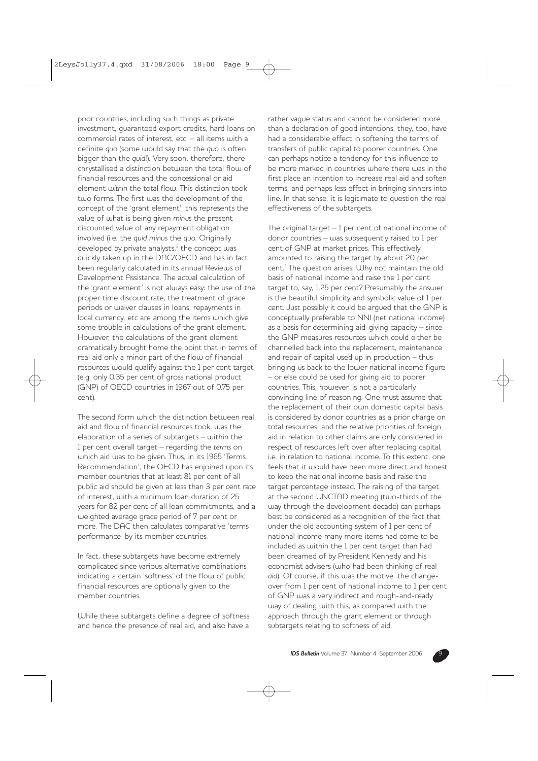poor countries, including such things as private investment, guaranteed export credits, hard loans on commercial rates of interest, etc. – all items with a definite *quo* (some would say that the *quo* is often bigger than the *quid*!). Very soon, therefore, there chrystallised a distinction between the total flow of financial resources and the concessional or aid element *within* the total flow. This distinction took two forms. The first was the development of the concept of the 'grant element'; this represents the value of what is being given *minus* the present discounted value of any repayment obligation involved (i.e. the *quid minus* the *quo*. Originally developed by private analysts,[2] the concept was quickly taken up in the DAC/OECD and has in fact been regularly calculated in its annual Reviews of Development Assistance. The actual calculation of the 'grant element' is not always easy: the use of the proper time discount rate, the treatment of grace periods or waiver clauses in loans, repayments in local currency, etc are among the items which give some trouble in calculations of the grant element. However, the calculations of the grant element dramatically brought home the point that in terms of real aid only a minor part of the flow of financial resources would qualify against the 1 per cent target (e.g. only 0.35 per cent of gross national product (GNP) of OECD countries in 1967 out of 0.75 per cent).

The second form which the distinction between real aid and flow of financial resources took, was the elaboration of a series of subtargets – within the 1 per cent overall target – regarding the *terms* on which aid was to be given. Thus, in its 1965 'Terms Recommendation', the OECD has enjoined upon its member countries that at least 81 per cent of all public aid should be given at less than 3 per cent rate of interest, with a minimum loan duration of 25 years for 82 per cent of all loan commitments, and a weighted average grace period of 7 per cent or more. The DAC then calculates comparative 'terms performance' by its member countries.

In fact, these subtargets have become extremely complicated since various alternative combinations indicating a certain 'softness' of the flow of public financial resources are optionally given to the member countries.

While these subtargets define a degree of softness and hence the presence of real aid, and also have a rather vague status and cannot be considered more than a declaration of good intentions, they, too, have had a considerable effect in softening the terms of transfers of public capital to poorer countries. One can perhaps notice a tendency for this influence to be more marked in countries where there was in the first place an intention to increase real aid and soften terms, and perhaps less effect in bringing sinners into line. In that sense, it is legitimate to question the real effectiveness of the subtargets.

The original target – 1 per cent of national income of donor countries – was subsequently raised to 1 per cent of GNP at market prices. This effectively amounted to raising the target by about 20 per cent.[3] The question arises: Why not maintain the old basis of national income and raise the 1 per cent target to, say, 1.25 per cent? Presumably the answer is the beautiful simplicity and symbolic value of 1 per cent. Just possibly it could be argued that the GNP is conceptually preferable to NNI (net national income) as a basis for determining aid-giving capacity – since the GNP measures resources which could either be channelled back into the replacement, maintenance and repair of capital used up in production – thus bringing us back to the lower national income figure – or else could be used for giving aid to poorer countries. This, however, is not a particularly convincing line of reasoning. One must assume that the replacement of their own domestic capital basis is considered by donor countries as a prior charge on total resources, and the relative priorities of foreign aid in relation to other claims are only considered in respect of resources left over after replacing capital, i.e. in relation to national income. To this extent, one feels that it would have been more direct and honest to keep the national income basis and raise the target percentage instead. The raising of the target at the second UNCTAD meeting (two-thirds of the way through the development decade) can perhaps best be considered as a recognition of the fact that under the old accounting system of 1 per cent of national income many more items had come to be included as within the 1 per cent target than had been dreamed of by President Kennedy and his economist advisers (who had been thinking of real *aid*). Of course, if this was the motive, the change-over from 1 per cent of national income to 1 per cent of GNP was a very indirect and rough-and-ready way of dealing with this, as compared with the approach through the grant element or through subtargets relating to softness of aid.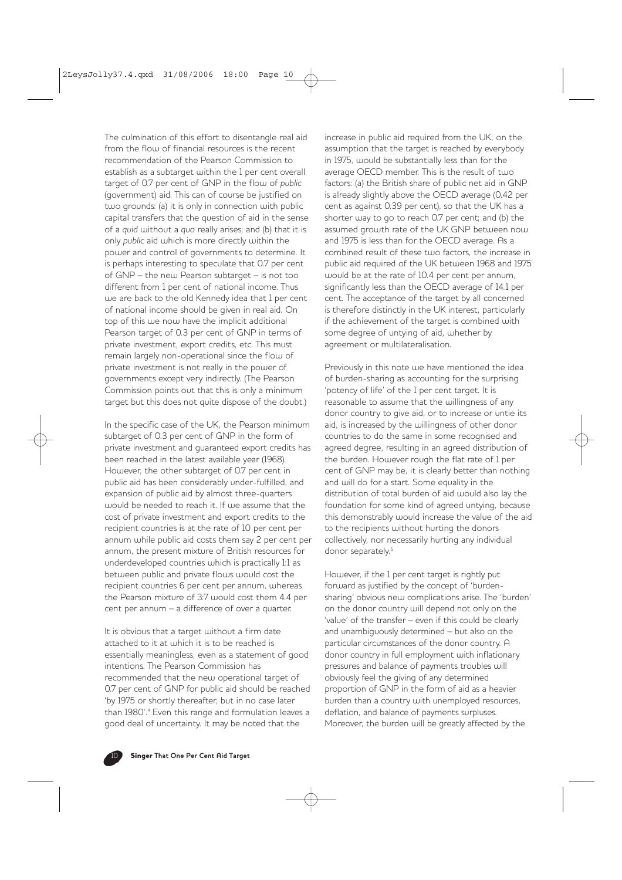The culmination of this effort to disentangle real aid from the flow of financial resources is the recent recommendation of the Pearson Commission to establish as a subtarget within the 1 per cent overall target of 0.7 per cent of GNP in the flow of *public* (government) aid. This can of course be justified on two grounds: (a) it is only in connection with public capital transfers that the question of aid in the sense of a *quid* without a *quo* really arises; and (b) that it is only *public* aid which is more directly within the power and control of governments to determine. It is perhaps interesting to speculate that 0.7 per cent of GNP – the new Pearson subtarget – is not too different from 1 per cent of national income. Thus we are back to the old Kennedy idea that 1 per cent of national income should be given in real aid. On top of this we now have the implicit additional Pearson target of 0.3 per cent of GNP in terms of private investment, export credits, etc. This must remain largely non-operational since the flow of private investment is not really in the power of governments except very indirectly. (The Pearson Commission points out that this is only a minimum target but this does not quite dispose of the doubt.)

In the specific case of the UK, the Pearson minimum subtarget of 0.3 per cent of GNP in the form of private investment and guaranteed export credits has been reached in the latest available year (1968). However, the other subtarget of 0.7 per cent in public aid has been considerably under-fulfilled, and expansion of public aid by almost three-quarters would be needed to reach it. If we assume that the cost of private investment and export credits to the recipient countries is at the rate of 10 per cent per annum while public aid costs them say 2 per cent per annum, the present mixture of British resources for underdeveloped countries which is practically 1:1 as between public and private flows would cost the recipient countries 6 per cent per annum, whereas the Pearson mixture of 3:7 would cost them 4.4 per cent per annum – a difference of over a quarter.

It is obvious that a target without a firm date attached to it at which it is to be reached is essentially meaningless, even as a statement of good intentions. The Pearson Commission has recommended that the new operational target of 0.7 per cent of GNP for public aid should be reached 'by 1975 or shortly thereafter, but in no case later than 1980'.[4] Even this range and formulation leaves a good deal of uncertainty. It may be noted that the increase in public aid required from the UK, on the assumption that the target is reached by everybody in 1975, would be substantially less than for the average OECD member. This is the result of two factors: (a) the British share of public net aid in GNP is already slightly above the OECD average (0.42 per cent as against 0.39 per cent), so that the UK has a shorter way to go to reach 0.7 per cent; and (b) the assumed growth rate of the UK GNP between now and 1975 is less than for the OECD average. As a combined result of these two factors, the increase in public aid required of the UK between 1968 and 1975 would be at the rate of 10.4 per cent per annum, significantly less than the OECD average of 14.1 per cent. The acceptance of the target by all concerned is therefore distinctly in the UK interest, particularly if the achievement of the target is combined with some degree of untying of aid, whether by agreement or multilateralisation.

Previously in this note we have mentioned the idea of burden-sharing as accounting for the surprising 'potency of life' of the 1 per cent target. It is reasonable to assume that the willingness of any donor country to give aid, or to increase or untie its aid, is increased by the willingness of other donor countries to do the same in some recognised and agreed degree, resulting in an agreed distribution of the burden. However rough the flat rate of 1 per cent of GNP may be, it is clearly better than nothing and will do for a start. Some equality in the distribution of total burden of aid would also lay the foundation for some kind of agreed untying, because this demonstrably would increase the value of the aid to the recipients without hurting the donors collectively, nor necessarily hurting any individual donor separately.[5]

However, if the 1 per cent target is rightly put forward as justified by the concept of 'burden-sharing' obvious new complications arise. The 'burden' on the donor country will depend not only on the 'value' of the transfer – even if this could be clearly and unambiguously determined – but also on the particular circumstances of the donor country. A donor country in full employment with inflationary pressures and balance of payments troubles will obviously feel the giving of any determined proportion of GNP in the form of aid as a heavier burden than a country with unemployed resources, deflation, and balance of payments surpluses. Moreover, the burden will be greatly affected by the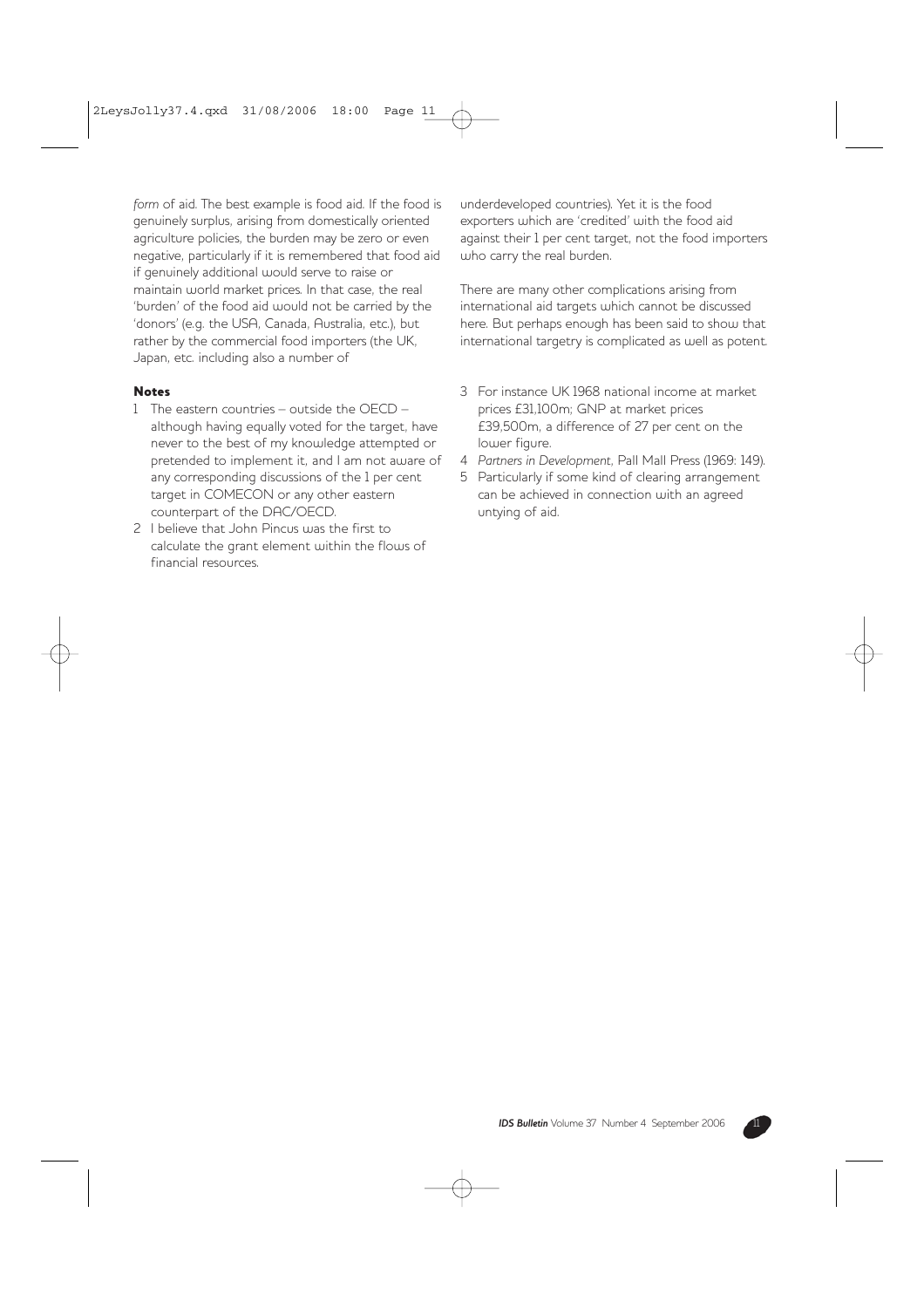*form* of aid. The best example is food aid. If the food is genuinely surplus, arising from domestically oriented agriculture policies, the burden may be zero or even negative, particularly if it is remembered that food aid if genuinely additional would serve to raise or maintain world market prices. In that case, the real 'burden' of the food aid would not be carried by the 'donors' (e.g. the USA, Canada, Australia, etc.), but rather by the commercial food importers (the UK, Japan, etc. including also a number of underdeveloped countries). Yet it is the food exporters which are 'credited' with the food aid against their 1 per cent target, not the food importers who carry the real burden.

There are many other complications arising from international aid targets which cannot be discussed here. But perhaps enough has been said to show that international targetry is complicated as well as potent.

#### Notes

1. The eastern countries – outside the OECD – although having equally voted for the target, have never to the best of my knowledge attempted or pretended to implement it, and I am not aware of any corresponding discussions of the 1 per cent target in COMECON or any other eastern counterpart of the DAC/OECD.
2. I believe that John Pincus was the first to calculate the grant element within the flows of financial resources.
3. For instance UK 1968 national income at market prices £31,100m; GNP at market prices £39,500m, a difference of 27 per cent on the lower figure.
4. *Partners in Development*, Pall Mall Press (1969: 149).
5. Particularly if some kind of clearing arrangement can be achieved in connection with an agreed untying of aid.